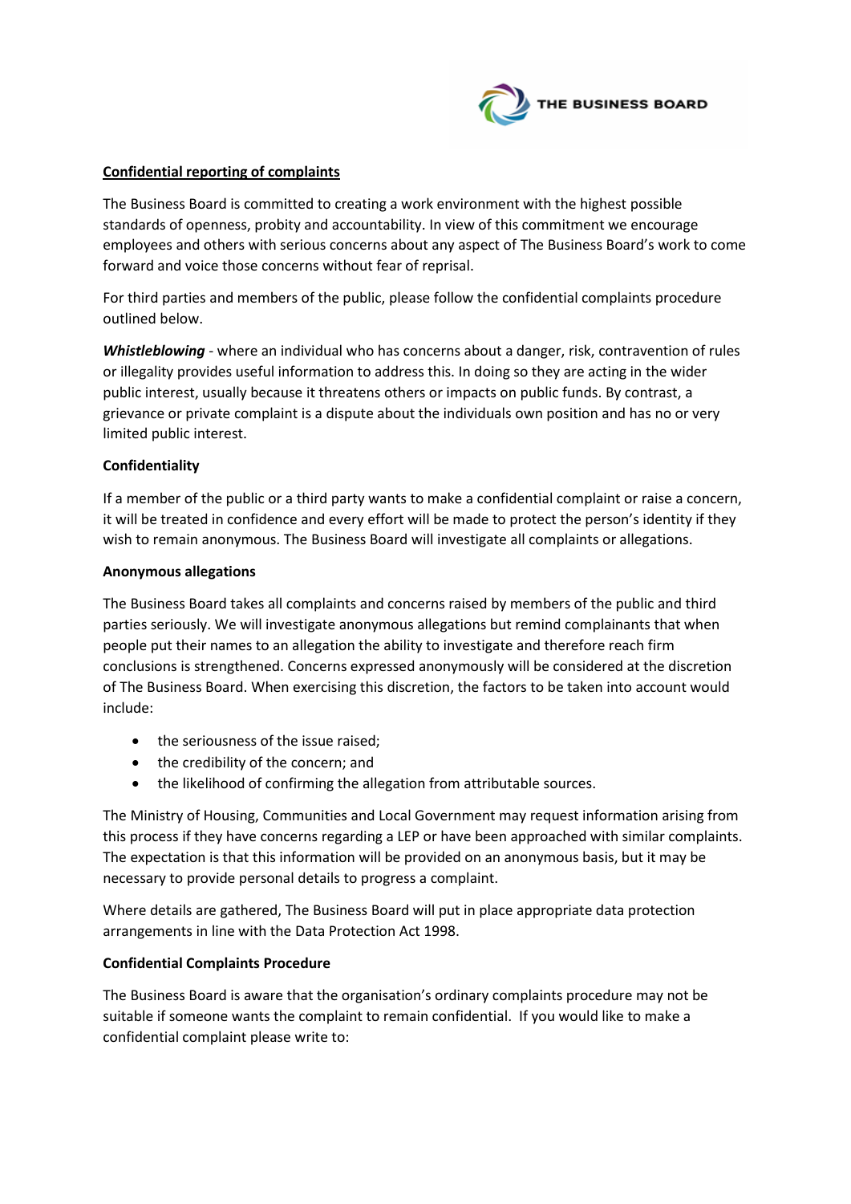THE BUSINESS BOARD

**Confidential reporting of complaints**

The Business Board is committed to creating a work environment with the highest possible standards of openness, probity and accountability. In view of this commitment we encourage employees and others with serious concerns about any aspect of The Business Board's work to come forward and voice those concerns without fear of reprisal.

For third parties and members of the public, please follow the confidential complaints procedure outlined below.

***Whistleblowing*** - where an individual who has concerns about a danger, risk, contravention of rules or illegality provides useful information to address this. In doing so they are acting in the wider public interest, usually because it threatens others or impacts on public funds. By contrast, a grievance or private complaint is a dispute about the individuals own position and has no or very limited public interest.

**Confidentiality**

If a member of the public or a third party wants to make a confidential complaint or raise a concern, it will be treated in confidence and every effort will be made to protect the person's identity if they wish to remain anonymous. The Business Board will investigate all complaints or allegations.

**Anonymous allegations**

The Business Board takes all complaints and concerns raised by members of the public and third parties seriously. We will investigate anonymous allegations but remind complainants that when people put their names to an allegation the ability to investigate and therefore reach firm conclusions is strengthened. Concerns expressed anonymously will be considered at the discretion of The Business Board. When exercising this discretion, the factors to be taken into account would include:

- the seriousness of the issue raised;
- the credibility of the concern; and
- the likelihood of confirming the allegation from attributable sources.

The Ministry of Housing, Communities and Local Government may request information arising from this process if they have concerns regarding a LEP or have been approached with similar complaints. The expectation is that this information will be provided on an anonymous basis, but it may be necessary to provide personal details to progress a complaint.

Where details are gathered, The Business Board will put in place appropriate data protection arrangements in line with the Data Protection Act 1998.

**Confidential Complaints Procedure**

The Business Board is aware that the organisation's ordinary complaints procedure may not be suitable if someone wants the complaint to remain confidential. If you would like to make a confidential complaint please write to: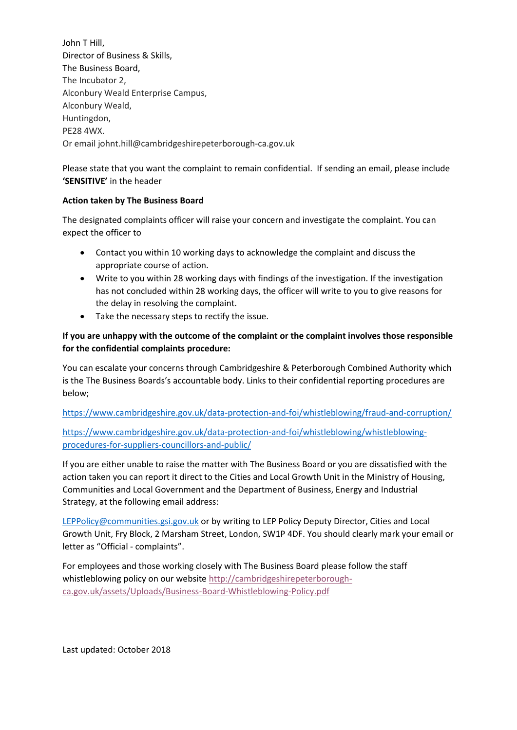John T Hill,
Director of Business & Skills,
The Business Board,
The Incubator 2,
Alconbury Weald Enterprise Campus,
Alconbury Weald,
Huntingdon,
PE28 4WX.
Or email johnt.hill@cambridgeshirepeterborough-ca.gov.uk

Please state that you want the complaint to remain confidential. If sending an email, please include **'SENSITIVE'** in the header

**Action taken by The Business Board**

The designated complaints officer will raise your concern and investigate the complaint. You can expect the officer to

- Contact you within 10 working days to acknowledge the complaint and discuss the appropriate course of action.
- Write to you within 28 working days with findings of the investigation. If the investigation has not concluded within 28 working days, the officer will write to you to give reasons for the delay in resolving the complaint.
- Take the necessary steps to rectify the issue.

**If you are unhappy with the outcome of the complaint or the complaint involves those responsible for the confidential complaints procedure:**

You can escalate your concerns through Cambridgeshire & Peterborough Combined Authority which is the The Business Boards's accountable body. Links to their confidential reporting procedures are below;

https://www.cambridgeshire.gov.uk/data-protection-and-foi/whistleblowing/fraud-and-corruption/

https://www.cambridgeshire.gov.uk/data-protection-and-foi/whistleblowing/whistleblowing-procedures-for-suppliers-councillors-and-public/

If you are either unable to raise the matter with The Business Board or you are dissatisfied with the action taken you can report it direct to the Cities and Local Growth Unit in the Ministry of Housing, Communities and Local Government and the Department of Business, Energy and Industrial Strategy, at the following email address:

LEPPolicy@communities.gsi.gov.uk or by writing to LEP Policy Deputy Director, Cities and Local Growth Unit, Fry Block, 2 Marsham Street, London, SW1P 4DF. You should clearly mark your email or letter as "Official - complaints".

For employees and those working closely with The Business Board please follow the staff whistleblowing policy on our website http://cambridgeshirepeterborough-ca.gov.uk/assets/Uploads/Business-Board-Whistleblowing-Policy.pdf

Last updated: October 2018